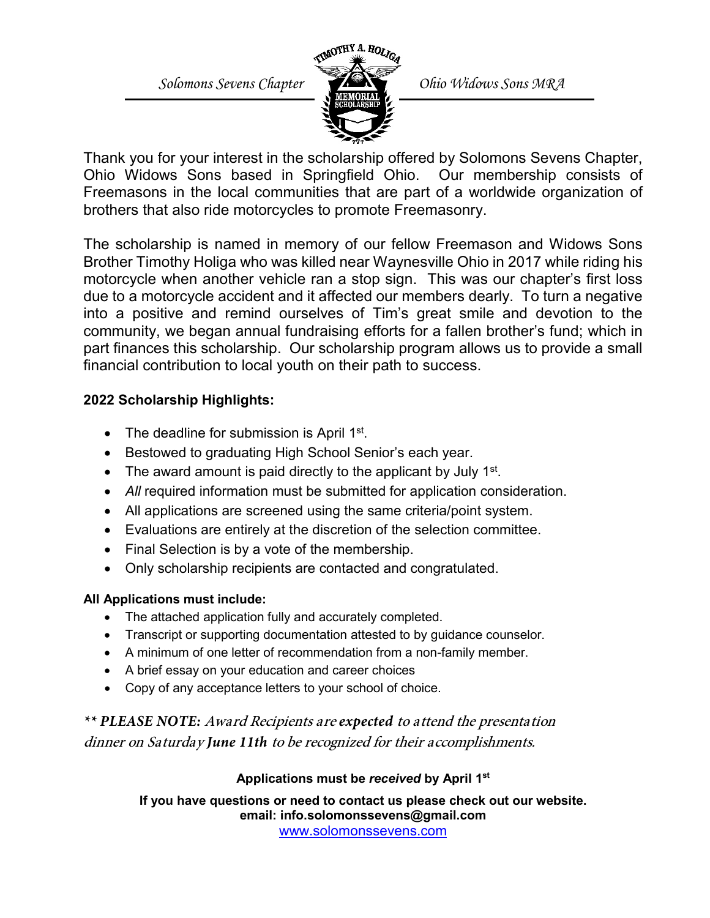*Solomons Sevens Chapter* | *Ohio Widows Sons MRA*

Thank you for your interest in the scholarship offered by Solomons Sevens Chapter, Ohio Widows Sons based in Springfield Ohio. Our membership consists of Freemasons in the local communities that are part of a worldwide organization of brothers that also ride motorcycles to promote Freemasonry.

The scholarship is named in memory of our fellow Freemason and Widows Sons Brother Timothy Holiga who was killed near Waynesville Ohio in 2017 while riding his motorcycle when another vehicle ran a stop sign. This was our chapter's first loss due to a motorcycle accident and it affected our members dearly. To turn a negative into a positive and remind ourselves of Tim's great smile and devotion to the community, we began annual fundraising efforts for a fallen brother's fund; which in part finances this scholarship. Our scholarship program allows us to provide a small financial contribution to local youth on their path to success.

**2022 Scholarship Highlights:**

- The deadline for submission is April 1st.
- Bestowed to graduating High School Senior's each year.
- The award amount is paid directly to the applicant by July 1st.
- *All* required information must be submitted for application consideration.
- All applications are screened using the same criteria/point system.
- Evaluations are entirely at the discretion of the selection committee.
- Final Selection is by a vote of the membership.
- Only scholarship recipients are contacted and congratulated.

**All Applications must include:**

- The attached application fully and accurately completed.
- Transcript or supporting documentation attested to by guidance counselor.
- A minimum of one letter of recommendation from a non-family member.
- A brief essay on your education and career choices
- Copy of any acceptance letters to your school of choice.

*\*\* **PLEASE NOTE:** Award Recipients are **expected** to attend the presentation dinner on Saturday **June 11th** to be recognized for their accomplishments.*

**Applications must be *received* by April 1st**

**If you have questions or need to contact us please check out our website.**
**email: info.solomonssevens@gmail.com**
www.solomonssevens.com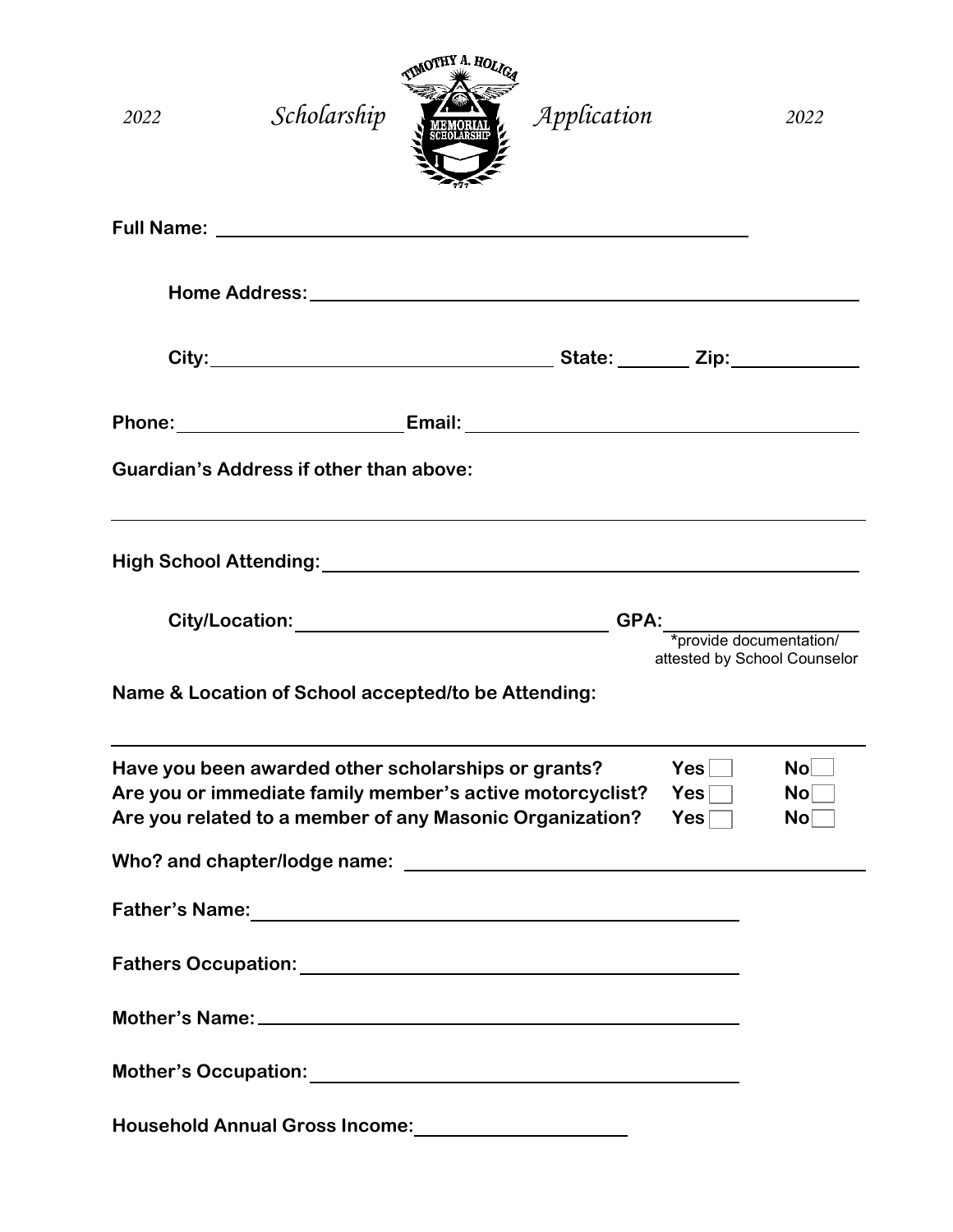# 2022 Scholarship Application 2022

TIMOTHY A. HOLIGA MEMORIAL SCHOLARSHIP

**Full Name:** ______________________________

**Home Address:** ______________________________

**City:** ____________________ **State:** ________ **Zip:** ____________

**Phone:** ____________________ **Email:** ______________________________

**Guardian's Address if other than above:**

______________________________

**High School Attending:** ______________________________

**City/Location:** ____________________ **GPA:** ____________
*provide documentation/ attested by School Counselor

**Name & Location of School accepted/to be Attending:**

______________________________

**Have you been awarded other scholarships or grants?** **Yes** ☐ **No** ☐
**Are you or immediate family member's active motorcyclist?** **Yes** ☐ **No** ☐
**Are you related to a member of any Masonic Organization?** **Yes** ☐ **No** ☐

**Who? and chapter/lodge name:** ______________________________

**Father's Name:** ______________________________

**Fathers Occupation:** ______________________________

**Mother's Name:** ______________________________

**Mother's Occupation:** ______________________________

**Household Annual Gross Income:** ____________________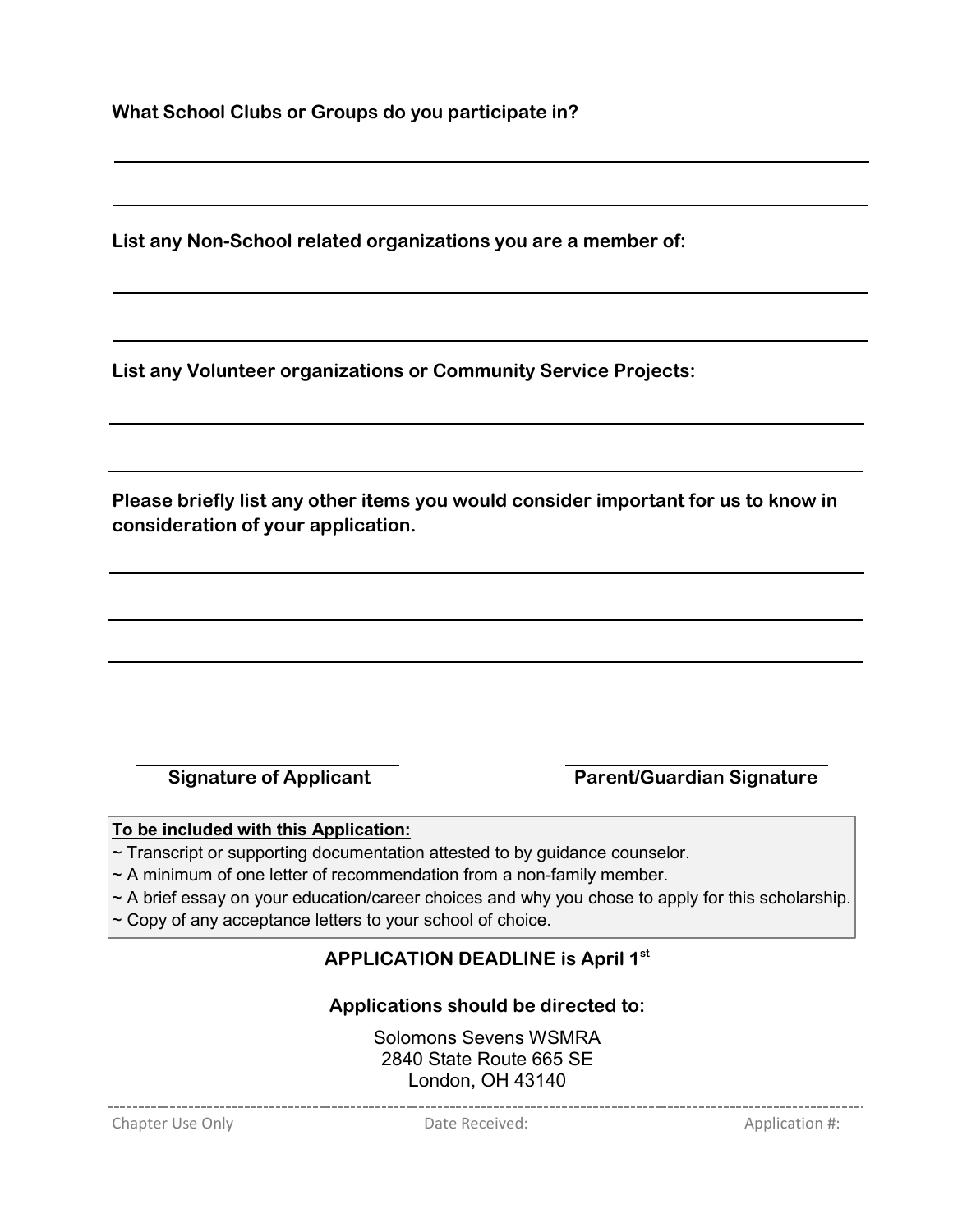**What School Clubs or Groups do you participate in?**

**List any Non-School related organizations you are a member of:**

**List any Volunteer organizations or Community Service Projects:**

**Please briefly list any other items you would consider important for us to know in consideration of your application.**

**Signature of Applicant** **Parent/Guardian Signature**

**To be included with this Application:**

~ Transcript or supporting documentation attested to by guidance counselor.
~ A minimum of one letter of recommendation from a non-family member.
~ A brief essay on your education/career choices and why you chose to apply for this scholarship.
~ Copy of any acceptance letters to your school of choice.

**APPLICATION DEADLINE is April 1st**

**Applications should be directed to:**

Solomons Sevens WSMRA
2840 State Route 665 SE
London, OH 43140

Chapter Use Only Date Received: Application #: